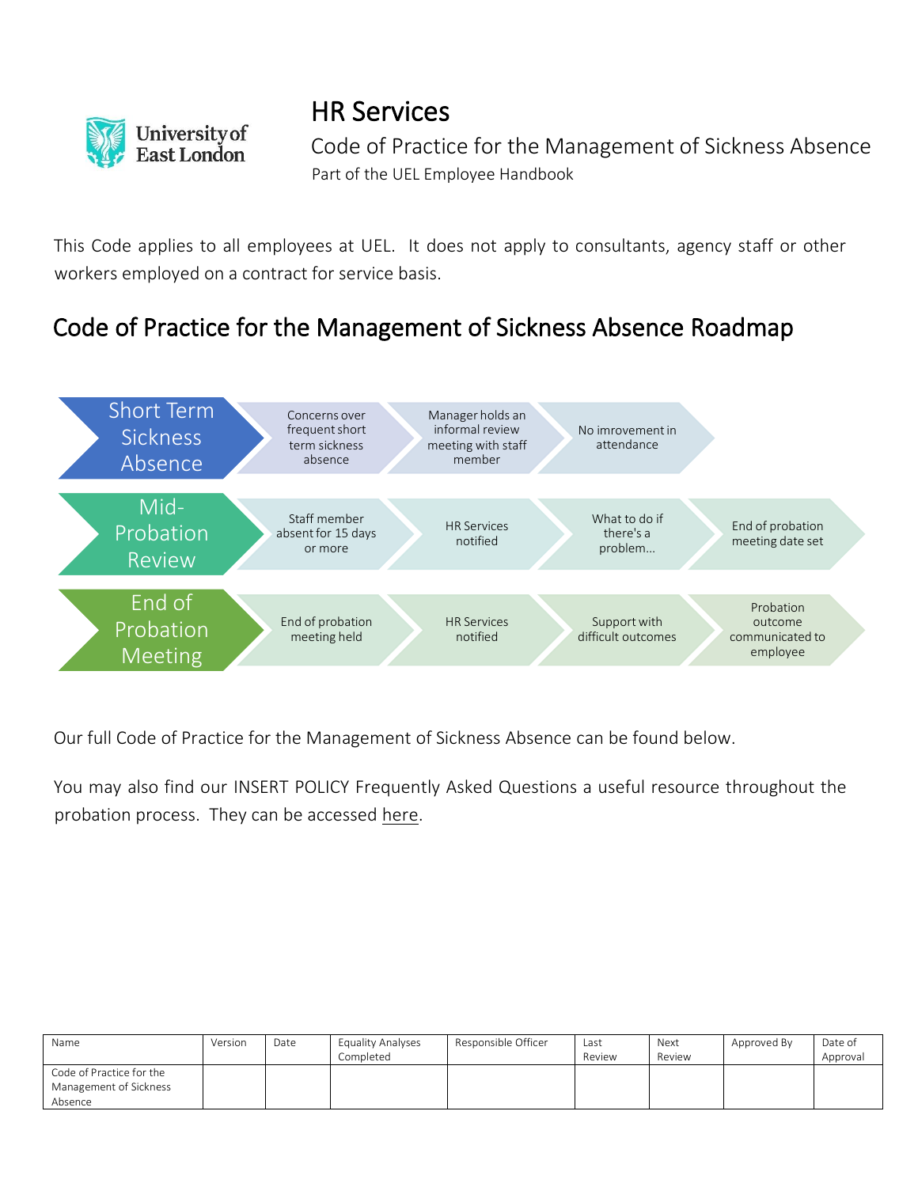# HR Services

## Code of Practice for the Management of Sickness Absence

Part of the UEL Employee Handbook

This Code applies to all employees at UEL. It does not apply to consultants, agency staff or other workers employed on a contract for service basis.

## Code of Practice for the Management of Sickness Absence Roadmap

- **Short Term Sickness Absence** → Concerns over frequent short term sickness absence → Manager holds an informal review meeting with staff member → No imrovement in attendance
- **Mid-Probation Review** → Staff member absent for 15 days or more → HR Services notified → What to do if there's a problem... → End of probation meeting date set
- **End of Probation Meeting** → End of probation meeting held → HR Services notified → Support with difficult outcomes → Probation outcome communicated to employee

Our full Code of Practice for the Management of Sickness Absence can be found below.

You may also find our INSERT POLICY Frequently Asked Questions a useful resource throughout the probation process. They can be accessed here.

| Name | Version | Date | Equality Analyses Completed | Responsible Officer | Last Review | Next Review | Approved By | Date of Approval |
|---|---|---|---|---|---|---|---|---|
| Code of Practice for the Management of Sickness Absence | | | | | | | | |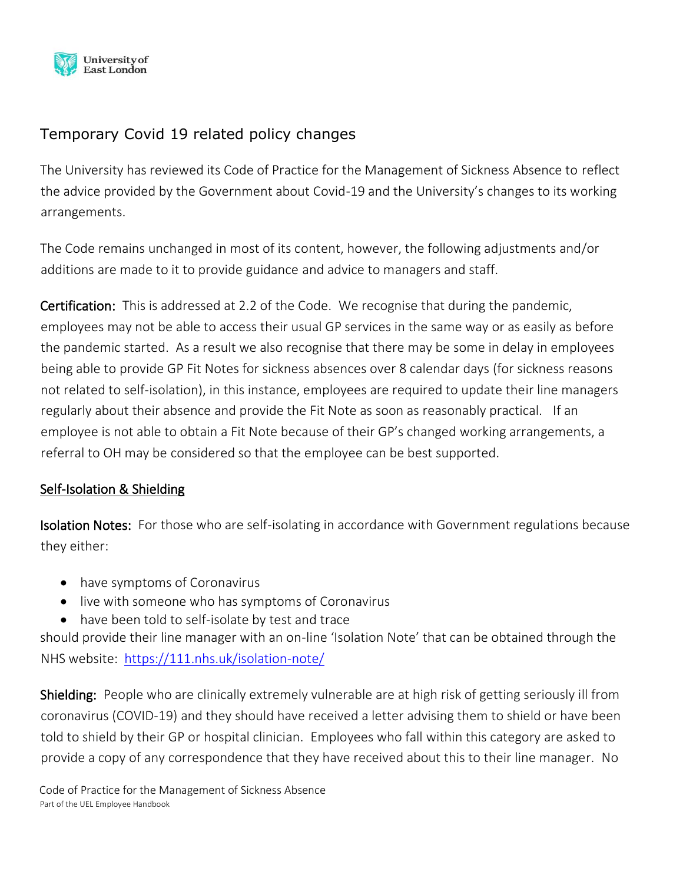## Temporary Covid 19 related policy changes

The University has reviewed its Code of Practice for the Management of Sickness Absence to reflect the advice provided by the Government about Covid-19 and the University's changes to its working arrangements.

The Code remains unchanged in most of its content, however, the following adjustments and/or additions are made to it to provide guidance and advice to managers and staff.

**Certification:** This is addressed at 2.2 of the Code. We recognise that during the pandemic, employees may not be able to access their usual GP services in the same way or as easily as before the pandemic started. As a result we also recognise that there may be some in delay in employees being able to provide GP Fit Notes for sickness absences over 8 calendar days (for sickness reasons not related to self-isolation), in this instance, employees are required to update their line managers regularly about their absence and provide the Fit Note as soon as reasonably practical. If an employee is not able to obtain a Fit Note because of their GP's changed working arrangements, a referral to OH may be considered so that the employee can be best supported.

### Self-Isolation & Shielding

**Isolation Notes:** For those who are self-isolating in accordance with Government regulations because they either:

- have symptoms of Coronavirus
- live with someone who has symptoms of Coronavirus
- have been told to self-isolate by test and trace

should provide their line manager with an on-line 'Isolation Note' that can be obtained through the NHS website: https://111.nhs.uk/isolation-note/

**Shielding:** People who are clinically extremely vulnerable are at high risk of getting seriously ill from coronavirus (COVID-19) and they should have received a letter advising them to shield or have been told to shield by their GP or hospital clinician. Employees who fall within this category are asked to provide a copy of any correspondence that they have received about this to their line manager. No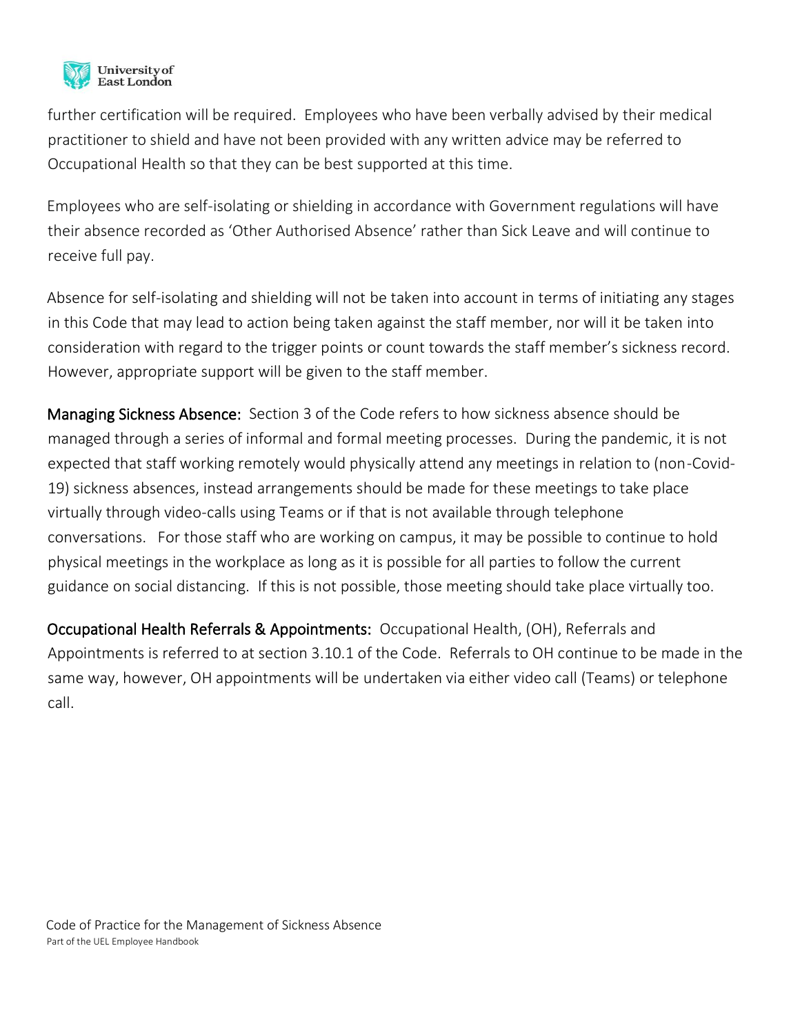further certification will be required. Employees who have been verbally advised by their medical practitioner to shield and have not been provided with any written advice may be referred to Occupational Health so that they can be best supported at this time.

Employees who are self-isolating or shielding in accordance with Government regulations will have their absence recorded as 'Other Authorised Absence' rather than Sick Leave and will continue to receive full pay.

Absence for self-isolating and shielding will not be taken into account in terms of initiating any stages in this Code that may lead to action being taken against the staff member, nor will it be taken into consideration with regard to the trigger points or count towards the staff member's sickness record. However, appropriate support will be given to the staff member.

**Managing Sickness Absence:** Section 3 of the Code refers to how sickness absence should be managed through a series of informal and formal meeting processes. During the pandemic, it is not expected that staff working remotely would physically attend any meetings in relation to (non-Covid-19) sickness absences, instead arrangements should be made for these meetings to take place virtually through video-calls using Teams or if that is not available through telephone conversations. For those staff who are working on campus, it may be possible to continue to hold physical meetings in the workplace as long as it is possible for all parties to follow the current guidance on social distancing. If this is not possible, those meeting should take place virtually too.

**Occupational Health Referrals & Appointments:** Occupational Health, (OH), Referrals and Appointments is referred to at section 3.10.1 of the Code. Referrals to OH continue to be made in the same way, however, OH appointments will be undertaken via either video call (Teams) or telephone call.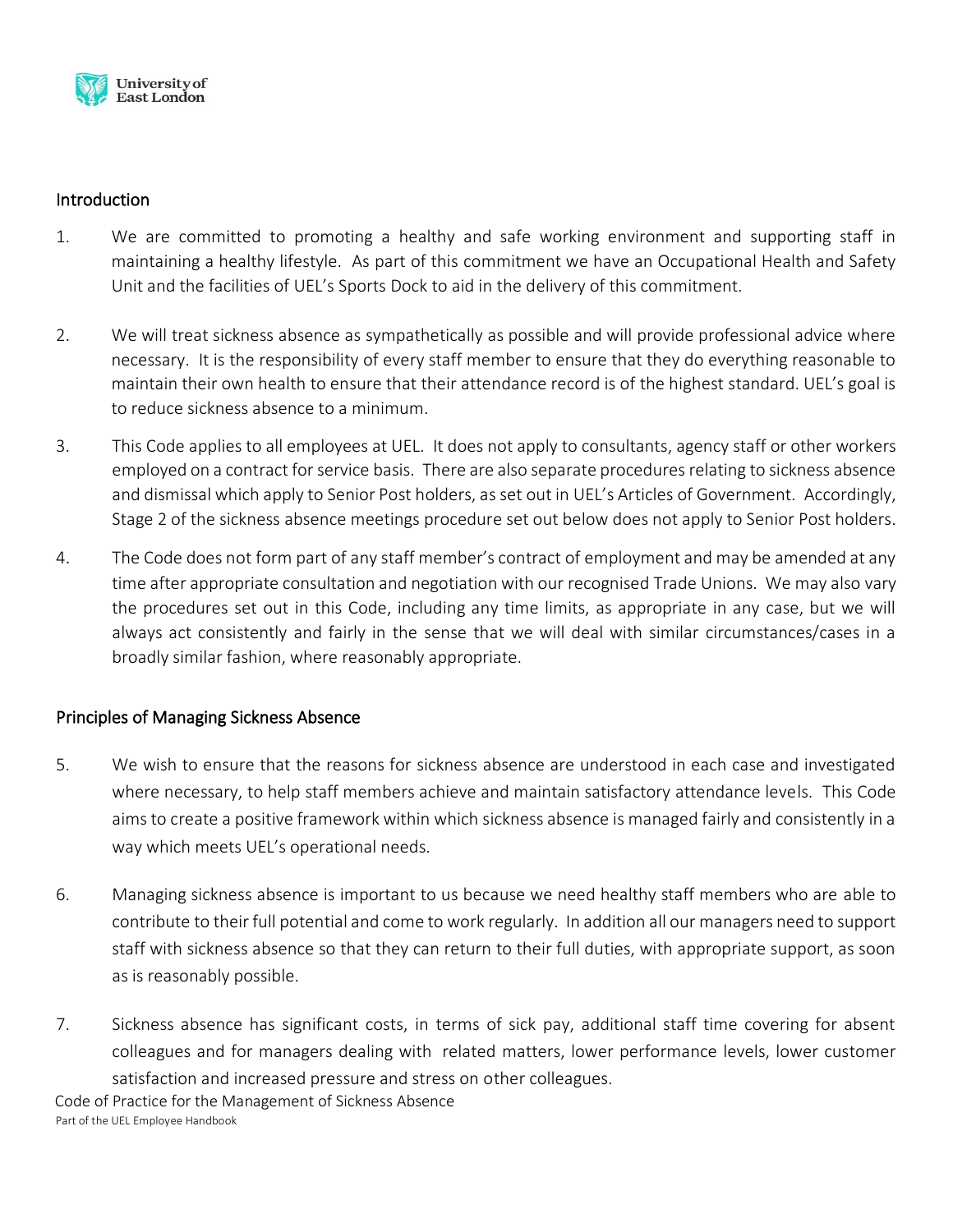## Introduction

1. We are committed to promoting a healthy and safe working environment and supporting staff in maintaining a healthy lifestyle. As part of this commitment we have an Occupational Health and Safety Unit and the facilities of UEL's Sports Dock to aid in the delivery of this commitment.

2. We will treat sickness absence as sympathetically as possible and will provide professional advice where necessary. It is the responsibility of every staff member to ensure that they do everything reasonable to maintain their own health to ensure that their attendance record is of the highest standard. UEL's goal is to reduce sickness absence to a minimum.

3. This Code applies to all employees at UEL. It does not apply to consultants, agency staff or other workers employed on a contract for service basis. There are also separate procedures relating to sickness absence and dismissal which apply to Senior Post holders, as set out in UEL's Articles of Government. Accordingly, Stage 2 of the sickness absence meetings procedure set out below does not apply to Senior Post holders.

4. The Code does not form part of any staff member's contract of employment and may be amended at any time after appropriate consultation and negotiation with our recognised Trade Unions. We may also vary the procedures set out in this Code, including any time limits, as appropriate in any case, but we will always act consistently and fairly in the sense that we will deal with similar circumstances/cases in a broadly similar fashion, where reasonably appropriate.

## Principles of Managing Sickness Absence

5. We wish to ensure that the reasons for sickness absence are understood in each case and investigated where necessary, to help staff members achieve and maintain satisfactory attendance levels. This Code aims to create a positive framework within which sickness absence is managed fairly and consistently in a way which meets UEL's operational needs.

6. Managing sickness absence is important to us because we need healthy staff members who are able to contribute to their full potential and come to work regularly. In addition all our managers need to support staff with sickness absence so that they can return to their full duties, with appropriate support, as soon as is reasonably possible.

7. Sickness absence has significant costs, in terms of sick pay, additional staff time covering for absent colleagues and for managers dealing with related matters, lower performance levels, lower customer satisfaction and increased pressure and stress on other colleagues.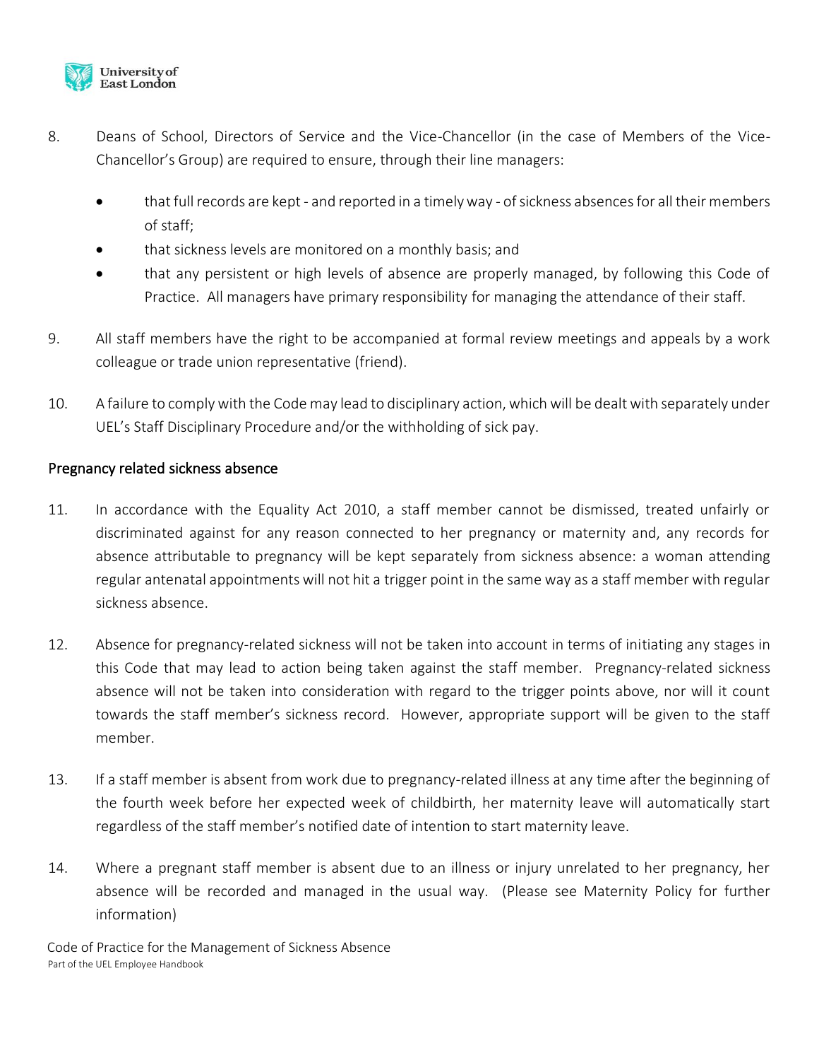8. Deans of School, Directors of Service and the Vice-Chancellor (in the case of Members of the Vice-Chancellor's Group) are required to ensure, through their line managers:

   - that full records are kept - and reported in a timely way - of sickness absences for all their members of staff;
   - that sickness levels are monitored on a monthly basis; and
   - that any persistent or high levels of absence are properly managed, by following this Code of Practice. All managers have primary responsibility for managing the attendance of their staff.

9. All staff members have the right to be accompanied at formal review meetings and appeals by a work colleague or trade union representative (friend).

10. A failure to comply with the Code may lead to disciplinary action, which will be dealt with separately under UEL's Staff Disciplinary Procedure and/or the withholding of sick pay.

## Pregnancy related sickness absence

11. In accordance with the Equality Act 2010, a staff member cannot be dismissed, treated unfairly or discriminated against for any reason connected to her pregnancy or maternity and, any records for absence attributable to pregnancy will be kept separately from sickness absence: a woman attending regular antenatal appointments will not hit a trigger point in the same way as a staff member with regular sickness absence.

12. Absence for pregnancy-related sickness will not be taken into account in terms of initiating any stages in this Code that may lead to action being taken against the staff member. Pregnancy-related sickness absence will not be taken into consideration with regard to the trigger points above, nor will it count towards the staff member's sickness record. However, appropriate support will be given to the staff member.

13. If a staff member is absent from work due to pregnancy-related illness at any time after the beginning of the fourth week before her expected week of childbirth, her maternity leave will automatically start regardless of the staff member's notified date of intention to start maternity leave.

14. Where a pregnant staff member is absent due to an illness or injury unrelated to her pregnancy, her absence will be recorded and managed in the usual way. (Please see Maternity Policy for further information)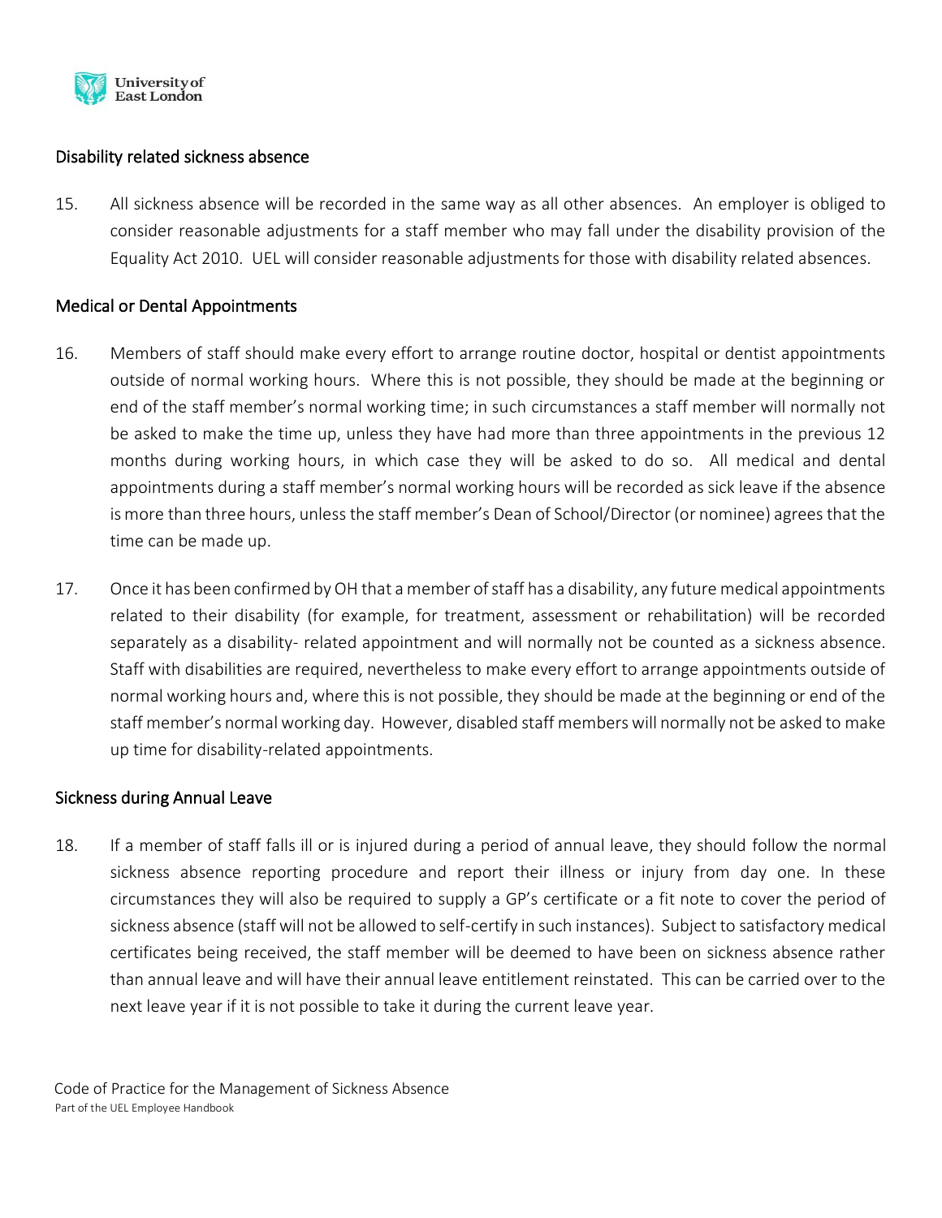## Disability related sickness absence

15. All sickness absence will be recorded in the same way as all other absences. An employer is obliged to consider reasonable adjustments for a staff member who may fall under the disability provision of the Equality Act 2010. UEL will consider reasonable adjustments for those with disability related absences.

## Medical or Dental Appointments

16. Members of staff should make every effort to arrange routine doctor, hospital or dentist appointments outside of normal working hours. Where this is not possible, they should be made at the beginning or end of the staff member's normal working time; in such circumstances a staff member will normally not be asked to make the time up, unless they have had more than three appointments in the previous 12 months during working hours, in which case they will be asked to do so. All medical and dental appointments during a staff member's normal working hours will be recorded as sick leave if the absence is more than three hours, unless the staff member's Dean of School/Director (or nominee) agrees that the time can be made up.

17. Once it has been confirmed by OH that a member of staff has a disability, any future medical appointments related to their disability (for example, for treatment, assessment or rehabilitation) will be recorded separately as a disability- related appointment and will normally not be counted as a sickness absence. Staff with disabilities are required, nevertheless to make every effort to arrange appointments outside of normal working hours and, where this is not possible, they should be made at the beginning or end of the staff member's normal working day. However, disabled staff members will normally not be asked to make up time for disability-related appointments.

## Sickness during Annual Leave

18. If a member of staff falls ill or is injured during a period of annual leave, they should follow the normal sickness absence reporting procedure and report their illness or injury from day one. In these circumstances they will also be required to supply a GP's certificate or a fit note to cover the period of sickness absence (staff will not be allowed to self-certify in such instances). Subject to satisfactory medical certificates being received, the staff member will be deemed to have been on sickness absence rather than annual leave and will have their annual leave entitlement reinstated. This can be carried over to the next leave year if it is not possible to take it during the current leave year.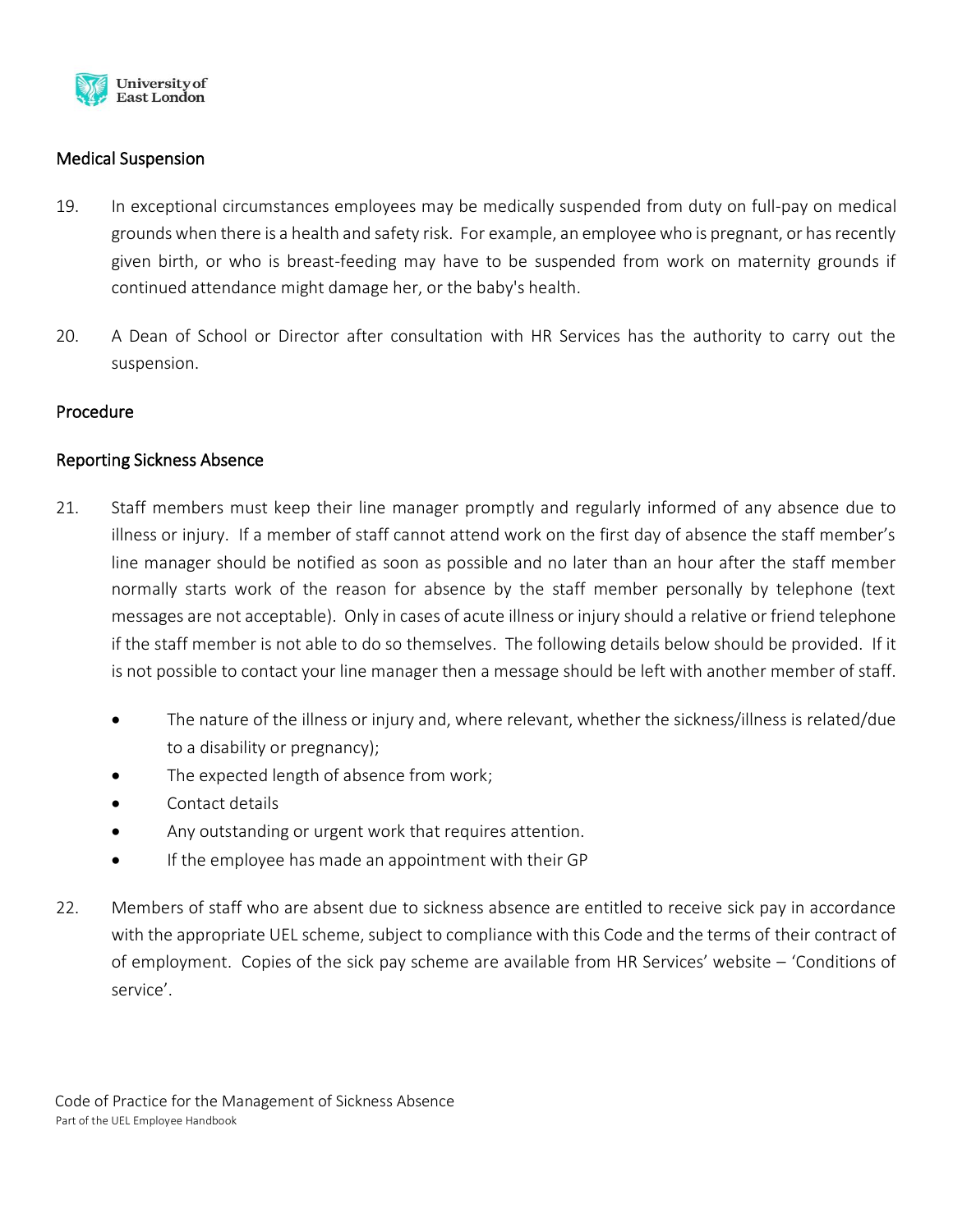## Medical Suspension

19. In exceptional circumstances employees may be medically suspended from duty on full-pay on medical grounds when there is a health and safety risk. For example, an employee who is pregnant, or has recently given birth, or who is breast-feeding may have to be suspended from work on maternity grounds if continued attendance might damage her, or the baby's health.

20. A Dean of School or Director after consultation with HR Services has the authority to carry out the suspension.

## Procedure

### Reporting Sickness Absence

21. Staff members must keep their line manager promptly and regularly informed of any absence due to illness or injury. If a member of staff cannot attend work on the first day of absence the staff member's line manager should be notified as soon as possible and no later than an hour after the staff member normally starts work of the reason for absence by the staff member personally by telephone (text messages are not acceptable). Only in cases of acute illness or injury should a relative or friend telephone if the staff member is not able to do so themselves. The following details below should be provided. If it is not possible to contact your line manager then a message should be left with another member of staff.

    - The nature of the illness or injury and, where relevant, whether the sickness/illness is related/due to a disability or pregnancy);
    - The expected length of absence from work;
    - Contact details
    - Any outstanding or urgent work that requires attention.
    - If the employee has made an appointment with their GP

22. Members of staff who are absent due to sickness absence are entitled to receive sick pay in accordance with the appropriate UEL scheme, subject to compliance with this Code and the terms of their contract of of employment. Copies of the sick pay scheme are available from HR Services' website – 'Conditions of service'.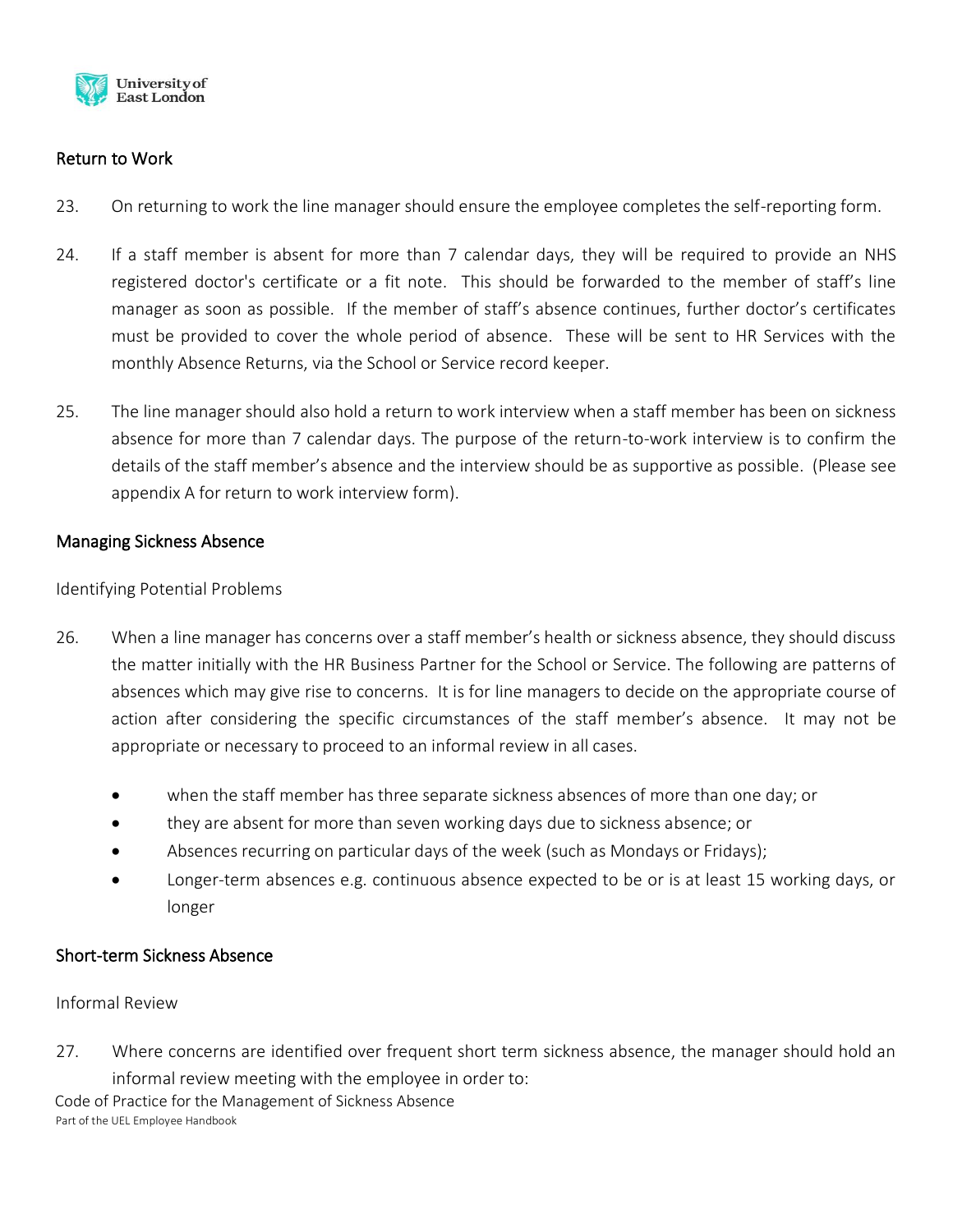## Return to Work

23. On returning to work the line manager should ensure the employee completes the self-reporting form.

24. If a staff member is absent for more than 7 calendar days, they will be required to provide an NHS registered doctor's certificate or a fit note. This should be forwarded to the member of staff's line manager as soon as possible. If the member of staff's absence continues, further doctor's certificates must be provided to cover the whole period of absence. These will be sent to HR Services with the monthly Absence Returns, via the School or Service record keeper.

25. The line manager should also hold a return to work interview when a staff member has been on sickness absence for more than 7 calendar days. The purpose of the return-to-work interview is to confirm the details of the staff member's absence and the interview should be as supportive as possible. (Please see appendix A for return to work interview form).

## Managing Sickness Absence

### Identifying Potential Problems

26. When a line manager has concerns over a staff member's health or sickness absence, they should discuss the matter initially with the HR Business Partner for the School or Service. The following are patterns of absences which may give rise to concerns. It is for line managers to decide on the appropriate course of action after considering the specific circumstances of the staff member's absence. It may not be appropriate or necessary to proceed to an informal review in all cases.

   - when the staff member has three separate sickness absences of more than one day; or
   - they are absent for more than seven working days due to sickness absence; or
   - Absences recurring on particular days of the week (such as Mondays or Fridays);
   - Longer-term absences e.g. continuous absence expected to be or is at least 15 working days, or longer

## Short-term Sickness Absence

### Informal Review

27. Where concerns are identified over frequent short term sickness absence, the manager should hold an informal review meeting with the employee in order to: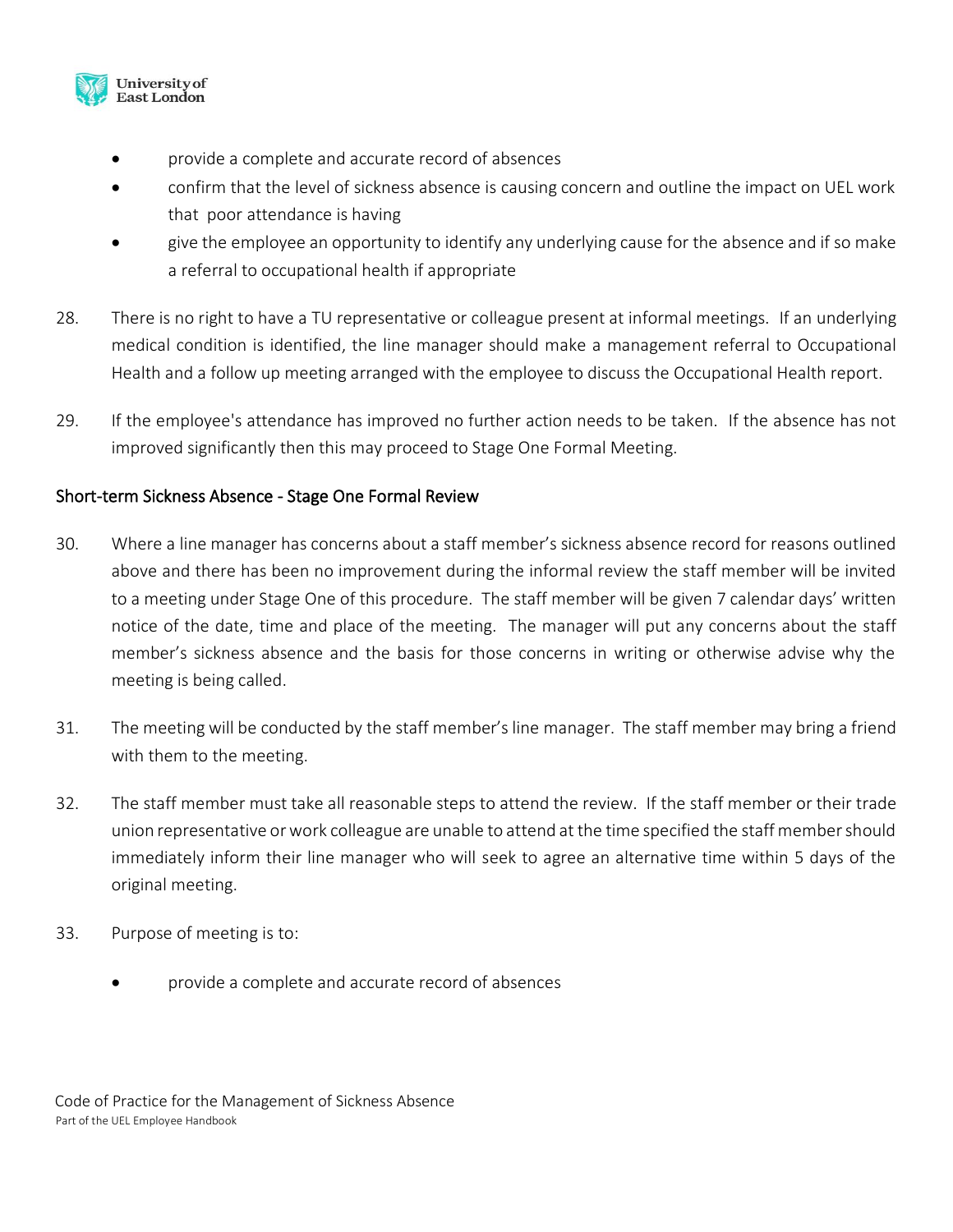- provide a complete and accurate record of absences
- confirm that the level of sickness absence is causing concern and outline the impact on UEL work that poor attendance is having
- give the employee an opportunity to identify any underlying cause for the absence and if so make a referral to occupational health if appropriate

28. There is no right to have a TU representative or colleague present at informal meetings. If an underlying medical condition is identified, the line manager should make a management referral to Occupational Health and a follow up meeting arranged with the employee to discuss the Occupational Health report.

29. If the employee's attendance has improved no further action needs to be taken. If the absence has not improved significantly then this may proceed to Stage One Formal Meeting.

## Short-term Sickness Absence - Stage One Formal Review

30. Where a line manager has concerns about a staff member's sickness absence record for reasons outlined above and there has been no improvement during the informal review the staff member will be invited to a meeting under Stage One of this procedure. The staff member will be given 7 calendar days' written notice of the date, time and place of the meeting. The manager will put any concerns about the staff member's sickness absence and the basis for those concerns in writing or otherwise advise why the meeting is being called.

31. The meeting will be conducted by the staff member's line manager. The staff member may bring a friend with them to the meeting.

32. The staff member must take all reasonable steps to attend the review. If the staff member or their trade union representative or work colleague are unable to attend at the time specified the staff member should immediately inform their line manager who will seek to agree an alternative time within 5 days of the original meeting.

33. Purpose of meeting is to:

    - provide a complete and accurate record of absences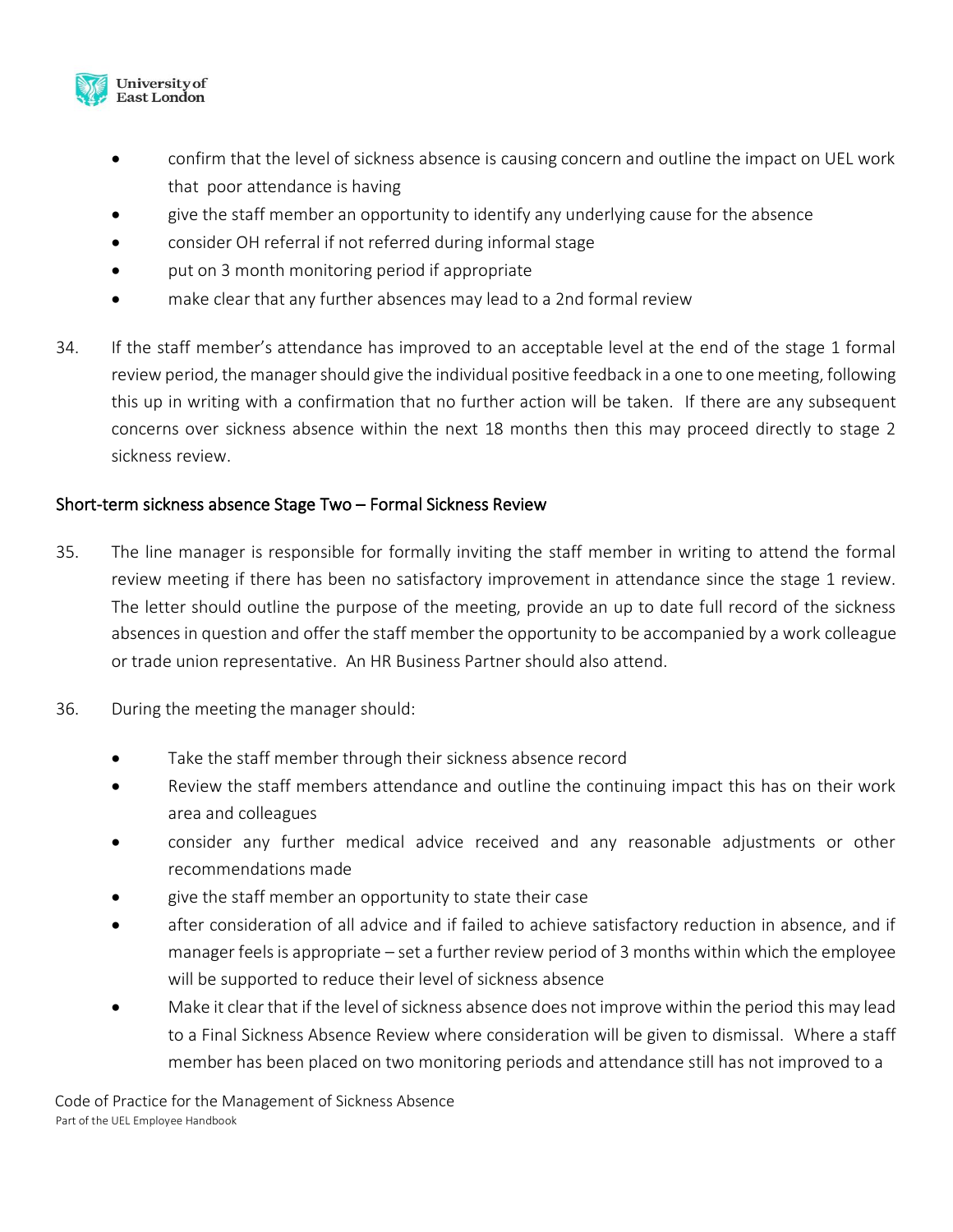- confirm that the level of sickness absence is causing concern and outline the impact on UEL work that poor attendance is having
- give the staff member an opportunity to identify any underlying cause for the absence
- consider OH referral if not referred during informal stage
- put on 3 month monitoring period if appropriate
- make clear that any further absences may lead to a 2nd formal review

34. If the staff member's attendance has improved to an acceptable level at the end of the stage 1 formal review period, the manager should give the individual positive feedback in a one to one meeting, following this up in writing with a confirmation that no further action will be taken. If there are any subsequent concerns over sickness absence within the next 18 months then this may proceed directly to stage 2 sickness review.

## Short-term sickness absence Stage Two – Formal Sickness Review

35. The line manager is responsible for formally inviting the staff member in writing to attend the formal review meeting if there has been no satisfactory improvement in attendance since the stage 1 review. The letter should outline the purpose of the meeting, provide an up to date full record of the sickness absences in question and offer the staff member the opportunity to be accompanied by a work colleague or trade union representative. An HR Business Partner should also attend.

36. During the meeting the manager should:

- Take the staff member through their sickness absence record
- Review the staff members attendance and outline the continuing impact this has on their work area and colleagues
- consider any further medical advice received and any reasonable adjustments or other recommendations made
- give the staff member an opportunity to state their case
- after consideration of all advice and if failed to achieve satisfactory reduction in absence, and if manager feels is appropriate – set a further review period of 3 months within which the employee will be supported to reduce their level of sickness absence
- Make it clear that if the level of sickness absence does not improve within the period this may lead to a Final Sickness Absence Review where consideration will be given to dismissal. Where a staff member has been placed on two monitoring periods and attendance still has not improved to a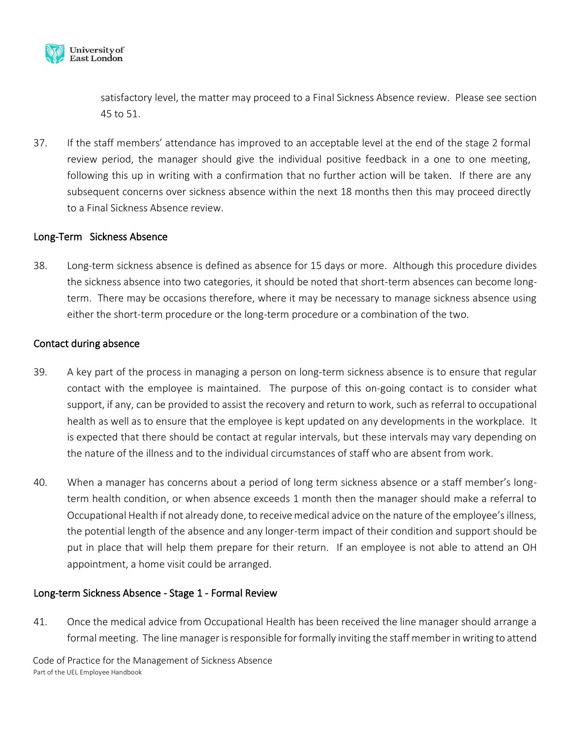satisfactory level, the matter may proceed to a Final Sickness Absence review. Please see section 45 to 51.

37. If the staff members' attendance has improved to an acceptable level at the end of the stage 2 formal review period, the manager should give the individual positive feedback in a one to one meeting, following this up in writing with a confirmation that no further action will be taken. If there are any subsequent concerns over sickness absence within the next 18 months then this may proceed directly to a Final Sickness Absence review.

## Long-Term Sickness Absence

38. Long-term sickness absence is defined as absence for 15 days or more. Although this procedure divides the sickness absence into two categories, it should be noted that short-term absences can become long-term. There may be occasions therefore, where it may be necessary to manage sickness absence using either the short-term procedure or the long-term procedure or a combination of the two.

## Contact during absence

39. A key part of the process in managing a person on long-term sickness absence is to ensure that regular contact with the employee is maintained. The purpose of this on-going contact is to consider what support, if any, can be provided to assist the recovery and return to work, such as referral to occupational health as well as to ensure that the employee is kept updated on any developments in the workplace. It is expected that there should be contact at regular intervals, but these intervals may vary depending on the nature of the illness and to the individual circumstances of staff who are absent from work.

40. When a manager has concerns about a period of long term sickness absence or a staff member's long-term health condition, or when absence exceeds 1 month then the manager should make a referral to Occupational Health if not already done, to receive medical advice on the nature of the employee's illness, the potential length of the absence and any longer-term impact of their condition and support should be put in place that will help them prepare for their return. If an employee is not able to attend an OH appointment, a home visit could be arranged.

## Long-term Sickness Absence - Stage 1 - Formal Review

41. Once the medical advice from Occupational Health has been received the line manager should arrange a formal meeting. The line manager is responsible for formally inviting the staff member in writing to attend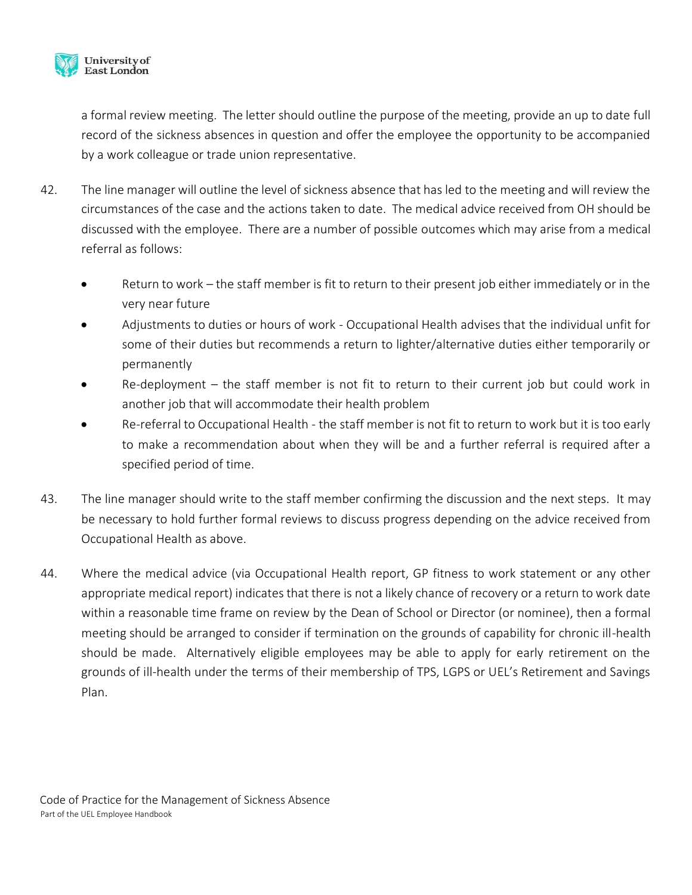a formal review meeting. The letter should outline the purpose of the meeting, provide an up to date full record of the sickness absences in question and offer the employee the opportunity to be accompanied by a work colleague or trade union representative.

42. The line manager will outline the level of sickness absence that has led to the meeting and will review the circumstances of the case and the actions taken to date. The medical advice received from OH should be discussed with the employee. There are a number of possible outcomes which may arise from a medical referral as follows:

- Return to work – the staff member is fit to return to their present job either immediately or in the very near future
- Adjustments to duties or hours of work - Occupational Health advises that the individual unfit for some of their duties but recommends a return to lighter/alternative duties either temporarily or permanently
- Re-deployment – the staff member is not fit to return to their current job but could work in another job that will accommodate their health problem
- Re-referral to Occupational Health - the staff member is not fit to return to work but it is too early to make a recommendation about when they will be and a further referral is required after a specified period of time.

43. The line manager should write to the staff member confirming the discussion and the next steps. It may be necessary to hold further formal reviews to discuss progress depending on the advice received from Occupational Health as above.

44. Where the medical advice (via Occupational Health report, GP fitness to work statement or any other appropriate medical report) indicates that there is not a likely chance of recovery or a return to work date within a reasonable time frame on review by the Dean of School or Director (or nominee), then a formal meeting should be arranged to consider if termination on the grounds of capability for chronic ill-health should be made. Alternatively eligible employees may be able to apply for early retirement on the grounds of ill-health under the terms of their membership of TPS, LGPS or UEL's Retirement and Savings Plan.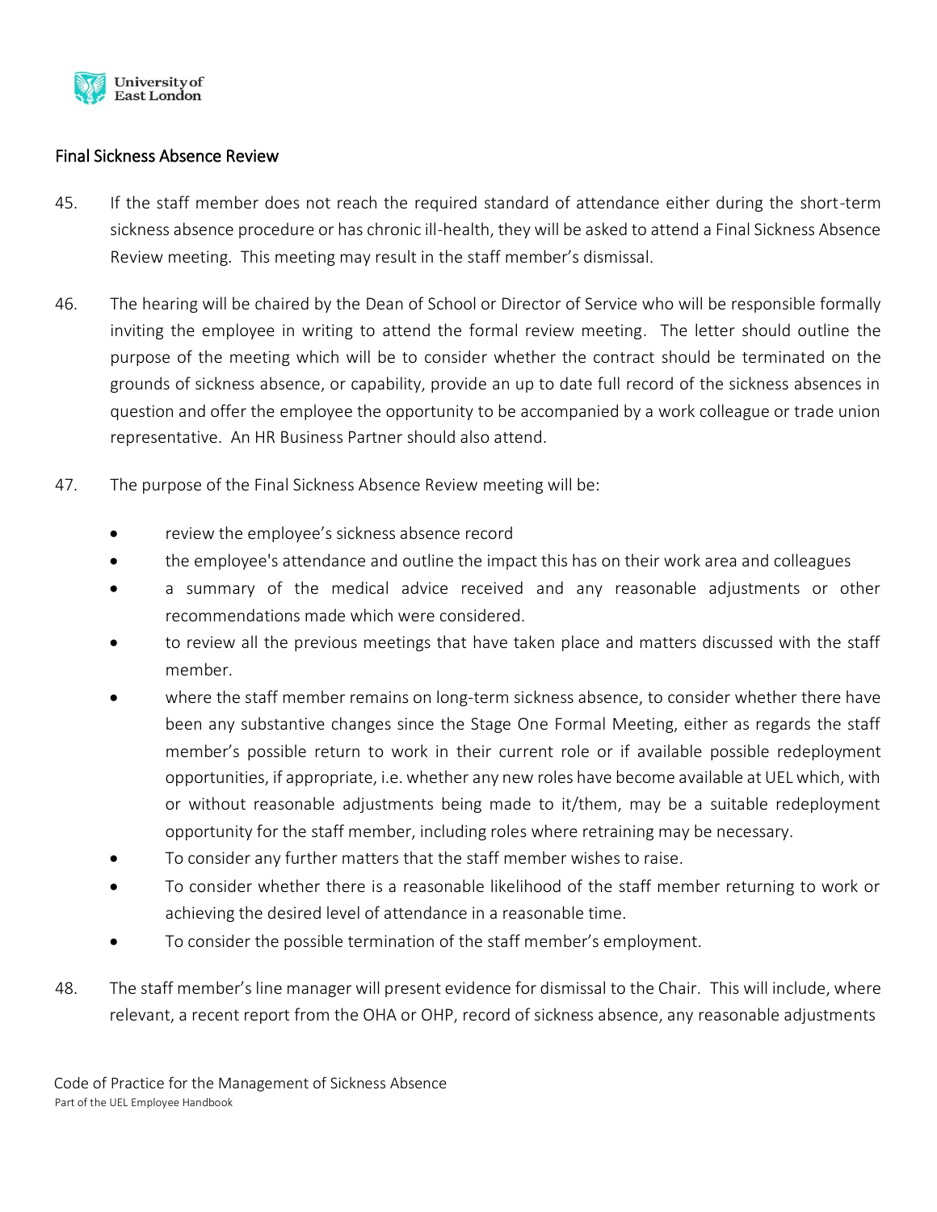## Final Sickness Absence Review

45. If the staff member does not reach the required standard of attendance either during the short-term sickness absence procedure or has chronic ill-health, they will be asked to attend a Final Sickness Absence Review meeting. This meeting may result in the staff member's dismissal.

46. The hearing will be chaired by the Dean of School or Director of Service who will be responsible formally inviting the employee in writing to attend the formal review meeting. The letter should outline the purpose of the meeting which will be to consider whether the contract should be terminated on the grounds of sickness absence, or capability, provide an up to date full record of the sickness absences in question and offer the employee the opportunity to be accompanied by a work colleague or trade union representative. An HR Business Partner should also attend.

47. The purpose of the Final Sickness Absence Review meeting will be:

- review the employee's sickness absence record
- the employee's attendance and outline the impact this has on their work area and colleagues
- a summary of the medical advice received and any reasonable adjustments or other recommendations made which were considered.
- to review all the previous meetings that have taken place and matters discussed with the staff member.
- where the staff member remains on long-term sickness absence, to consider whether there have been any substantive changes since the Stage One Formal Meeting, either as regards the staff member's possible return to work in their current role or if available possible redeployment opportunities, if appropriate, i.e. whether any new roles have become available at UEL which, with or without reasonable adjustments being made to it/them, may be a suitable redeployment opportunity for the staff member, including roles where retraining may be necessary.
- To consider any further matters that the staff member wishes to raise.
- To consider whether there is a reasonable likelihood of the staff member returning to work or achieving the desired level of attendance in a reasonable time.
- To consider the possible termination of the staff member's employment.

48. The staff member's line manager will present evidence for dismissal to the Chair. This will include, where relevant, a recent report from the OHA or OHP, record of sickness absence, any reasonable adjustments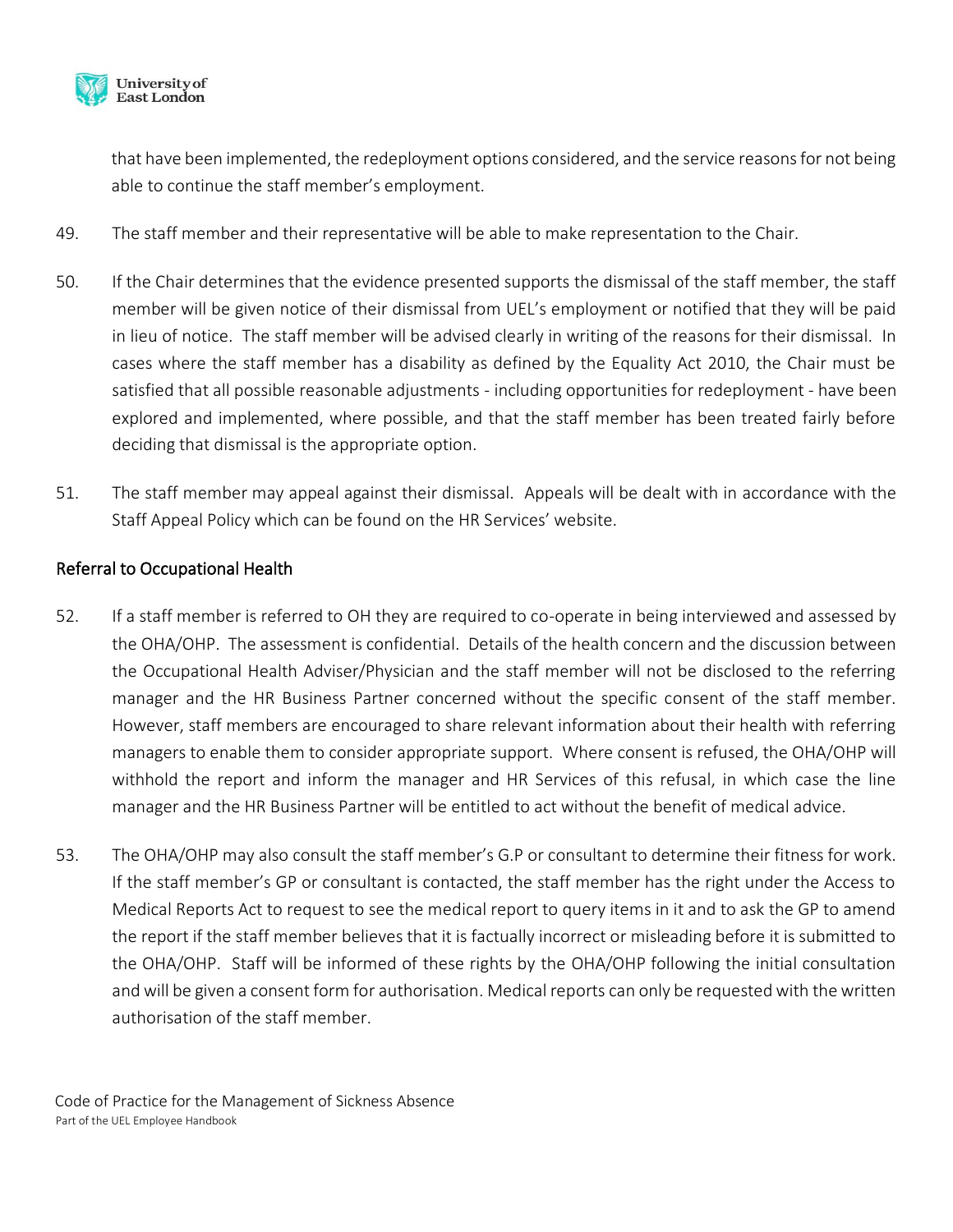that have been implemented, the redeployment options considered, and the service reasons for not being able to continue the staff member's employment.

49. The staff member and their representative will be able to make representation to the Chair.

50. If the Chair determines that the evidence presented supports the dismissal of the staff member, the staff member will be given notice of their dismissal from UEL's employment or notified that they will be paid in lieu of notice. The staff member will be advised clearly in writing of the reasons for their dismissal. In cases where the staff member has a disability as defined by the Equality Act 2010, the Chair must be satisfied that all possible reasonable adjustments - including opportunities for redeployment - have been explored and implemented, where possible, and that the staff member has been treated fairly before deciding that dismissal is the appropriate option.

51. The staff member may appeal against their dismissal. Appeals will be dealt with in accordance with the Staff Appeal Policy which can be found on the HR Services' website.

## Referral to Occupational Health

52. If a staff member is referred to OH they are required to co-operate in being interviewed and assessed by the OHA/OHP. The assessment is confidential. Details of the health concern and the discussion between the Occupational Health Adviser/Physician and the staff member will not be disclosed to the referring manager and the HR Business Partner concerned without the specific consent of the staff member. However, staff members are encouraged to share relevant information about their health with referring managers to enable them to consider appropriate support. Where consent is refused, the OHA/OHP will withhold the report and inform the manager and HR Services of this refusal, in which case the line manager and the HR Business Partner will be entitled to act without the benefit of medical advice.

53. The OHA/OHP may also consult the staff member's G.P or consultant to determine their fitness for work. If the staff member's GP or consultant is contacted, the staff member has the right under the Access to Medical Reports Act to request to see the medical report to query items in it and to ask the GP to amend the report if the staff member believes that it is factually incorrect or misleading before it is submitted to the OHA/OHP. Staff will be informed of these rights by the OHA/OHP following the initial consultation and will be given a consent form for authorisation. Medical reports can only be requested with the written authorisation of the staff member.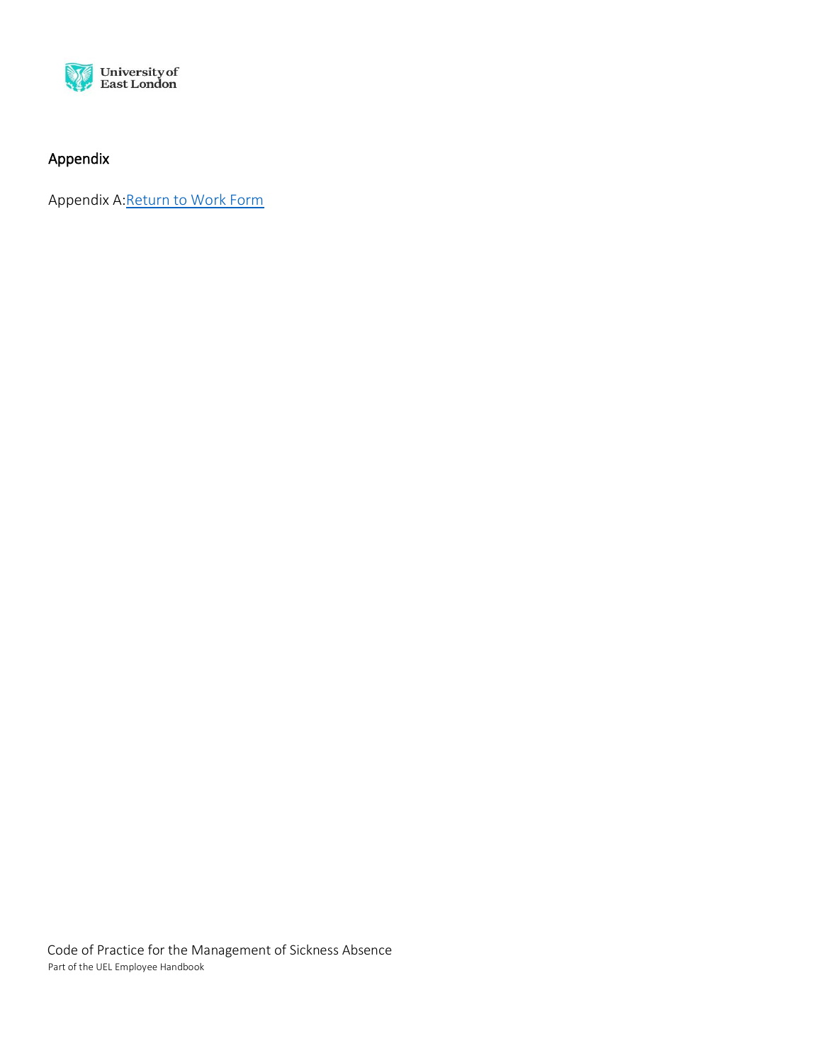## Appendix

Appendix A: [Return to Work Form]